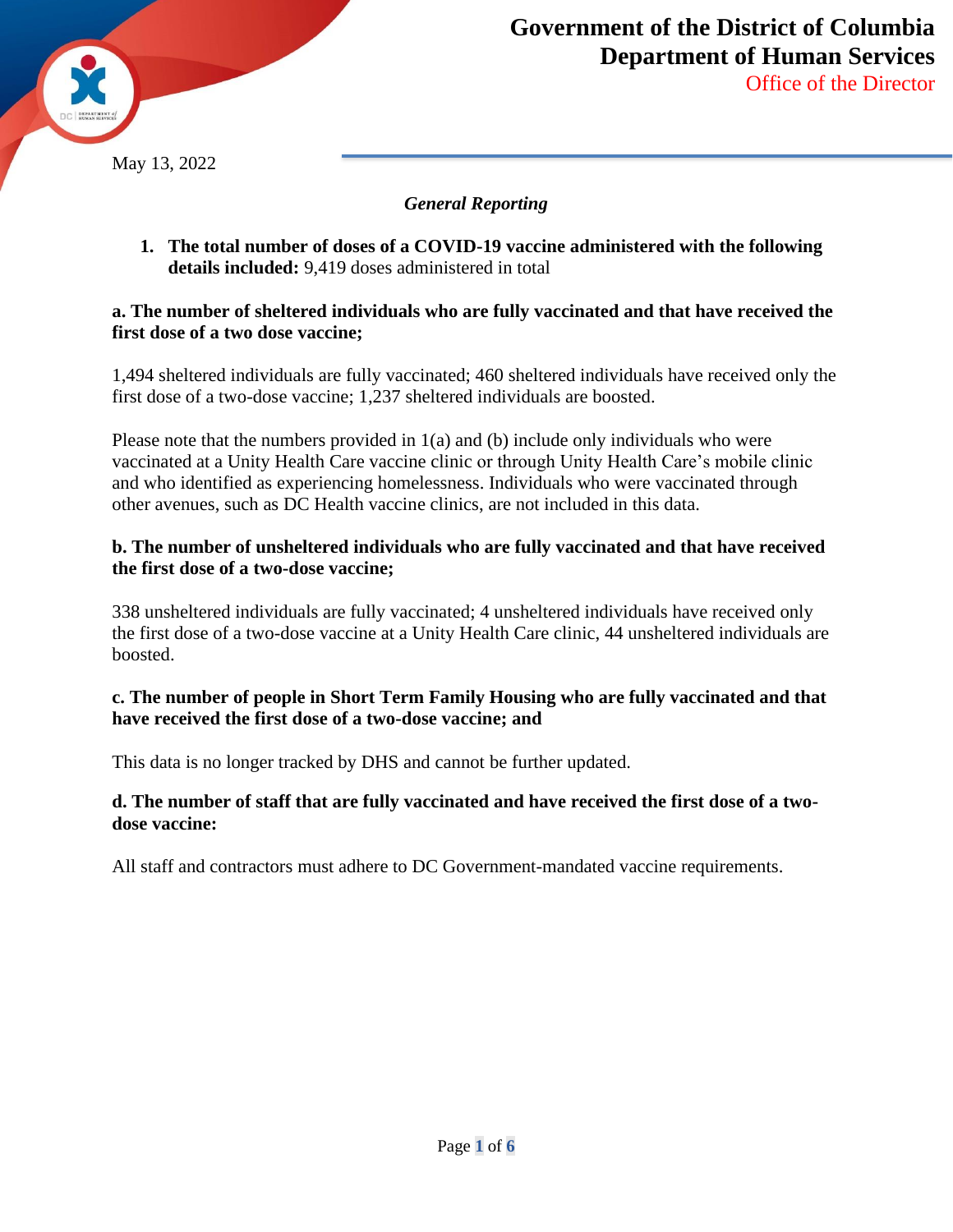# Government of the District of Columbia
# Department of Human Services

Office of the Director

May 13, 2022

*General Reporting*

1. **The total number of doses of a COVID-19 vaccine administered with the following details included:** 9,419 doses administered in total

**a. The number of sheltered individuals who are fully vaccinated and that have received the first dose of a two dose vaccine;**

1,494 sheltered individuals are fully vaccinated; 460 sheltered individuals have received only the first dose of a two-dose vaccine; 1,237 sheltered individuals are boosted.

Please note that the numbers provided in 1(a) and (b) include only individuals who were vaccinated at a Unity Health Care vaccine clinic or through Unity Health Care's mobile clinic and who identified as experiencing homelessness. Individuals who were vaccinated through other avenues, such as DC Health vaccine clinics, are not included in this data.

**b. The number of unsheltered individuals who are fully vaccinated and that have received the first dose of a two-dose vaccine;**

338 unsheltered individuals are fully vaccinated; 4 unsheltered individuals have received only the first dose of a two-dose vaccine at a Unity Health Care clinic, 44 unsheltered individuals are boosted.

**c. The number of people in Short Term Family Housing who are fully vaccinated and that have received the first dose of a two-dose vaccine; and**

This data is no longer tracked by DHS and cannot be further updated.

**d. The number of staff that are fully vaccinated and have received the first dose of a two-dose vaccine:**

All staff and contractors must adhere to DC Government-mandated vaccine requirements.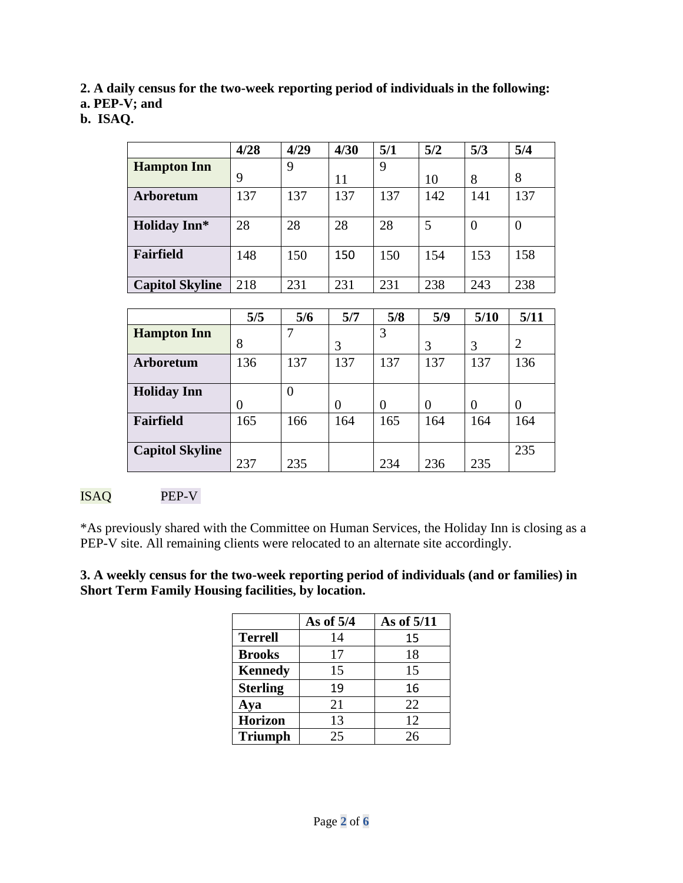**2. A daily census for the two-week reporting period of individuals in the following:**
**a. PEP-V; and**
**b. ISAQ.**

| | 4/28 | 4/29 | 4/30 | 5/1 | 5/2 | 5/3 | 5/4 |
|---|---|---|---|---|---|---|---|
| **Hampton Inn** | 9 | 9 | 11 | 9 | 10 | 8 | 8 |
| **Arboretum** | 137 | 137 | 137 | 137 | 142 | 141 | 137 |
| **Holiday Inn*** | 28 | 28 | 28 | 28 | 5 | 0 | 0 |
| **Fairfield** | 148 | 150 | 150 | 150 | 154 | 153 | 158 |
| **Capitol Skyline** | 218 | 231 | 231 | 231 | 238 | 243 | 238 |

| | 5/5 | 5/6 | 5/7 | 5/8 | 5/9 | 5/10 | 5/11 |
|---|---|---|---|---|---|---|---|
| **Hampton Inn** | 8 | 7 | 3 | 3 | 3 | 3 | 2 |
| **Arboretum** | 136 | 137 | 137 | 137 | 137 | 137 | 136 |
| **Holiday Inn** | 0 | 0 | 0 | 0 | 0 | 0 | 0 |
| **Fairfield** | 165 | 166 | 164 | 165 | 164 | 164 | 164 |
| **Capitol Skyline** | 237 | 235 | | 234 | 236 | 235 | 235 |

ISAQ PEP-V

*As previously shared with the Committee on Human Services, the Holiday Inn is closing as a PEP-V site. All remaining clients were relocated to an alternate site accordingly.

**3. A weekly census for the two-week reporting period of individuals (and or families) in Short Term Family Housing facilities, by location.**

| | As of 5/4 | As of 5/11 |
|---|---|---|
| **Terrell** | 14 | 15 |
| **Brooks** | 17 | 18 |
| **Kennedy** | 15 | 15 |
| **Sterling** | 19 | 16 |
| **Aya** | 21 | 22 |
| **Horizon** | 13 | 12 |
| **Triumph** | 25 | 26 |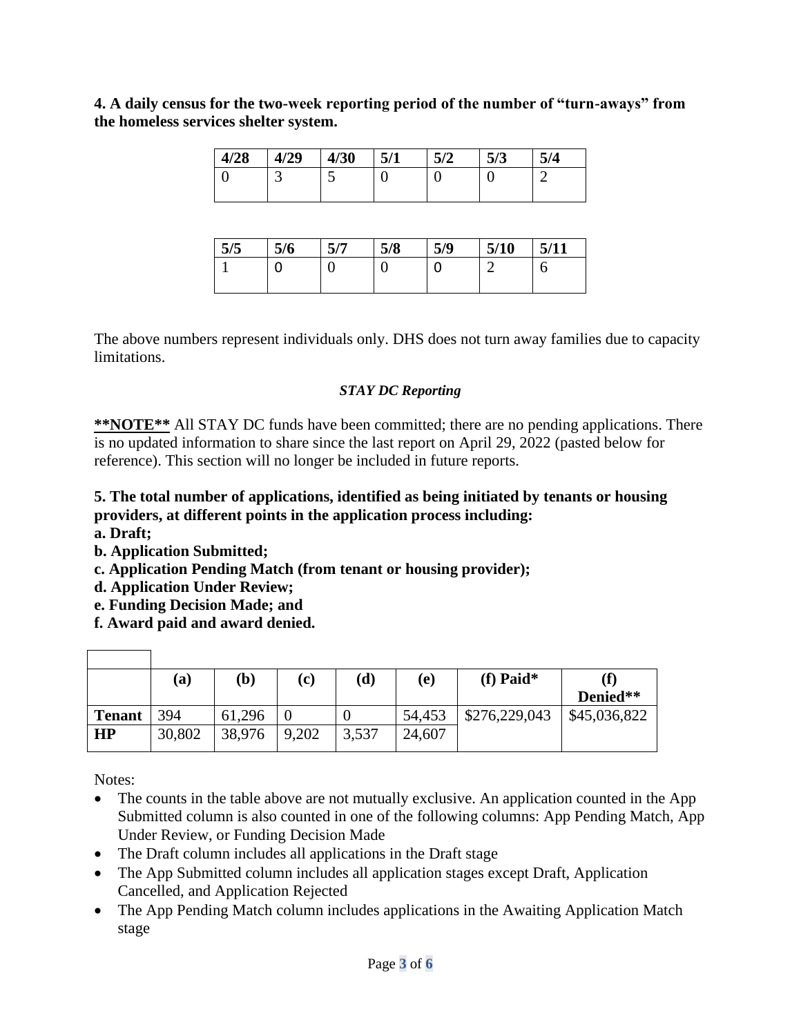**4. A daily census for the two-week reporting period of the number of "turn-aways" from the homeless services shelter system.**

| 4/28 | 4/29 | 4/30 | 5/1 | 5/2 | 5/3 | 5/4 |
|---|---|---|---|---|---|---|
| 0 | 3 | 5 | 0 | 0 | 0 | 2 |

| 5/5 | 5/6 | 5/7 | 5/8 | 5/9 | 5/10 | 5/11 |
|---|---|---|---|---|---|---|
| 1 | 0 | 0 | 0 | 0 | 2 | 6 |

The above numbers represent individuals only. DHS does not turn away families due to capacity limitations.

*STAY DC Reporting*

**\*\*NOTE\*\*** All STAY DC funds have been committed; there are no pending applications. There is no updated information to share since the last report on April 29, 2022 (pasted below for reference). This section will no longer be included in future reports.

**5. The total number of applications, identified as being initiated by tenants or housing providers, at different points in the application process including:**
**a. Draft;**
**b. Application Submitted;**
**c. Application Pending Match (from tenant or housing provider);**
**d. Application Under Review;**
**e. Funding Decision Made; and**
**f. Award paid and award denied.**

| | (a) | (b) | (c) | (d) | (e) | (f) Paid* | (f) Denied** |
|---|---|---|---|---|---|---|---|
| **Tenant** | 394 | 61,296 | 0 | 0 | 54,453 | $276,229,043 | $45,036,822 |
| **HP** | 30,802 | 38,976 | 9,202 | 3,537 | 24,607 | | |

Notes:

- The counts in the table above are not mutually exclusive. An application counted in the App Submitted column is also counted in one of the following columns: App Pending Match, App Under Review, or Funding Decision Made
- The Draft column includes all applications in the Draft stage
- The App Submitted column includes all application stages except Draft, Application Cancelled, and Application Rejected
- The App Pending Match column includes applications in the Awaiting Application Match stage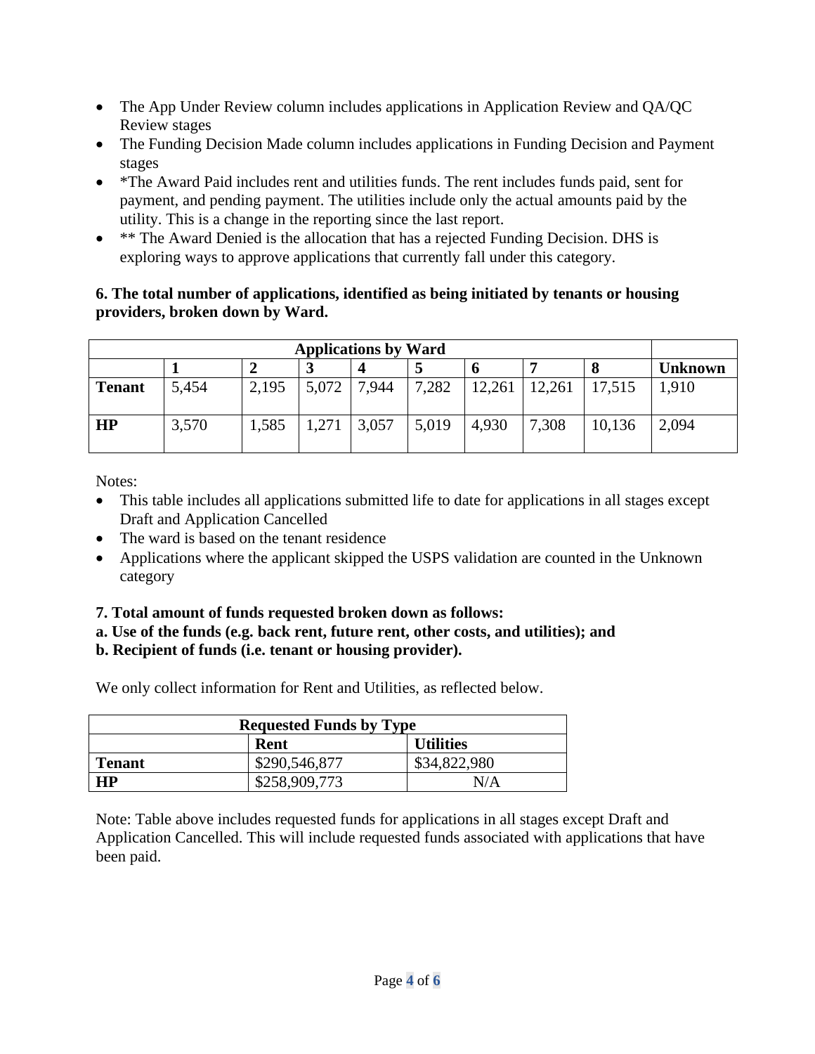- The App Under Review column includes applications in Application Review and QA/QC Review stages
- The Funding Decision Made column includes applications in Funding Decision and Payment stages
- *The Award Paid includes rent and utilities funds. The rent includes funds paid, sent for payment, and pending payment. The utilities include only the actual amounts paid by the utility. This is a change in the reporting since the last report.
- ** The Award Denied is the allocation that has a rejected Funding Decision. DHS is exploring ways to approve applications that currently fall under this category.

**6. The total number of applications, identified as being initiated by tenants or housing providers, broken down by Ward.**

| Applications by Ward | | | | | | | | | |
|---|---|---|---|---|---|---|---|---|---|
| | **1** | **2** | **3** | **4** | **5** | **6** | **7** | **8** | **Unknown** |
| **Tenant** | 5,454 | 2,195 | 5,072 | 7,944 | 7,282 | 12,261 | 12,261 | 17,515 | 1,910 |
| **HP** | 3,570 | 1,585 | 1,271 | 3,057 | 5,019 | 4,930 | 7,308 | 10,136 | 2,094 |

Notes:

- This table includes all applications submitted life to date for applications in all stages except Draft and Application Cancelled
- The ward is based on the tenant residence
- Applications where the applicant skipped the USPS validation are counted in the Unknown category

**7. Total amount of funds requested broken down as follows:**
**a. Use of the funds (e.g. back rent, future rent, other costs, and utilities); and**
**b. Recipient of funds (i.e. tenant or housing provider).**

We only collect information for Rent and Utilities, as reflected below.

| Requested Funds by Type | | |
|---|---|---|
| | **Rent** | **Utilities** |
| **Tenant** | $290,546,877 | $34,822,980 |
| **HP** | $258,909,773 | N/A |

Note: Table above includes requested funds for applications in all stages except Draft and Application Cancelled. This will include requested funds associated with applications that have been paid.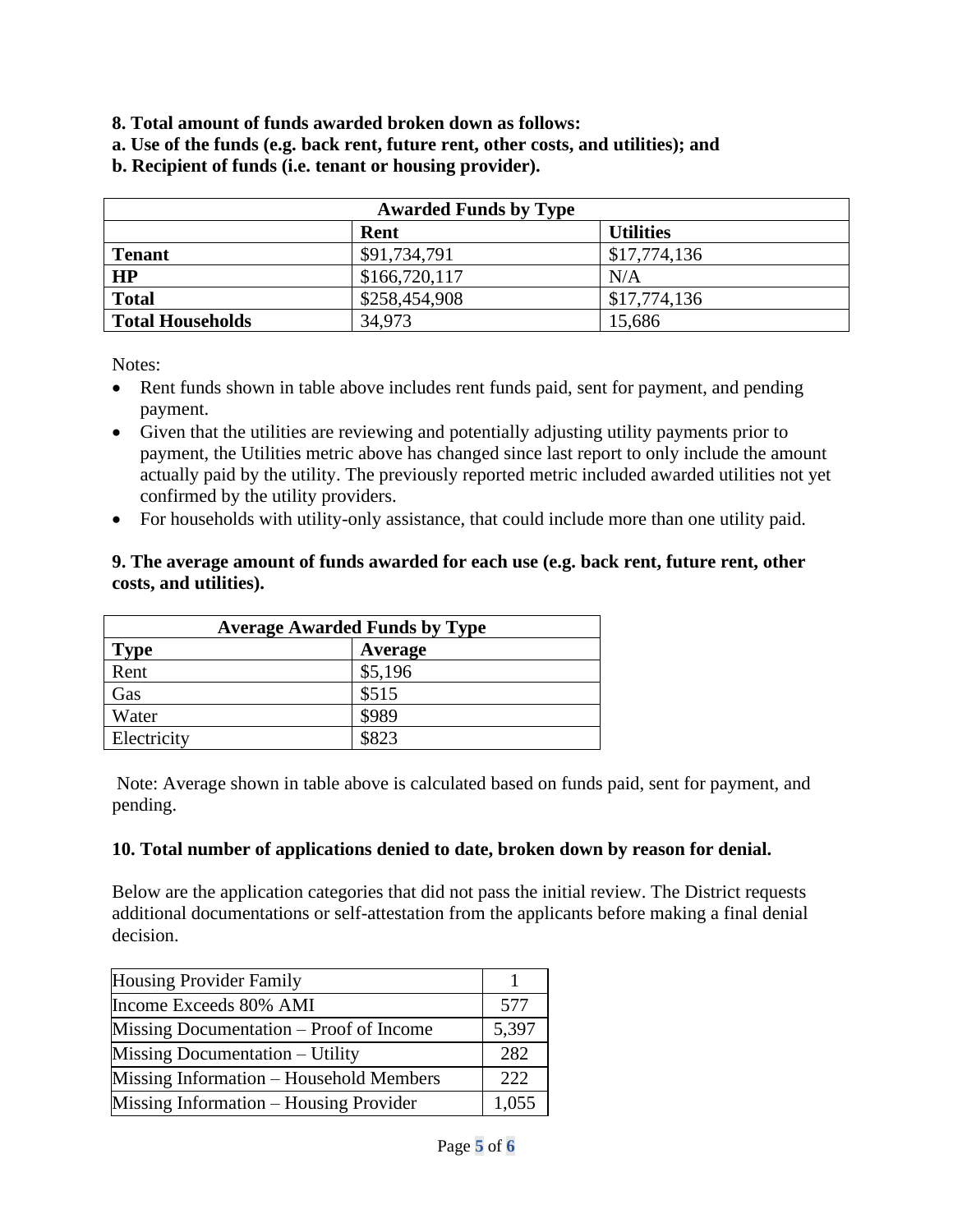**8. Total amount of funds awarded broken down as follows:**
**a. Use of the funds (e.g. back rent, future rent, other costs, and utilities); and**
**b. Recipient of funds (i.e. tenant or housing provider).**

| Awarded Funds by Type | | |
|---|---|---|
| | **Rent** | **Utilities** |
| **Tenant** | $91,734,791 | $17,774,136 |
| **HP** | $166,720,117 | N/A |
| **Total** | $258,454,908 | $17,774,136 |
| **Total Households** | 34,973 | 15,686 |

Notes:

- Rent funds shown in table above includes rent funds paid, sent for payment, and pending payment.
- Given that the utilities are reviewing and potentially adjusting utility payments prior to payment, the Utilities metric above has changed since last report to only include the amount actually paid by the utility. The previously reported metric included awarded utilities not yet confirmed by the utility providers.
- For households with utility-only assistance, that could include more than one utility paid.

**9. The average amount of funds awarded for each use (e.g. back rent, future rent, other costs, and utilities).**

| Average Awarded Funds by Type | |
|---|---|
| **Type** | **Average** |
| Rent | $5,196 |
| Gas | $515 |
| Water | $989 |
| Electricity | $823 |

Note: Average shown in table above is calculated based on funds paid, sent for payment, and pending.

**10. Total number of applications denied to date, broken down by reason for denial.**

Below are the application categories that did not pass the initial review. The District requests additional documentations or self-attestation from the applicants before making a final denial decision.

| | |
|---|---|
| Housing Provider Family | 1 |
| Income Exceeds 80% AMI | 577 |
| Missing Documentation – Proof of Income | 5,397 |
| Missing Documentation – Utility | 282 |
| Missing Information – Household Members | 222 |
| Missing Information – Housing Provider | 1,055 |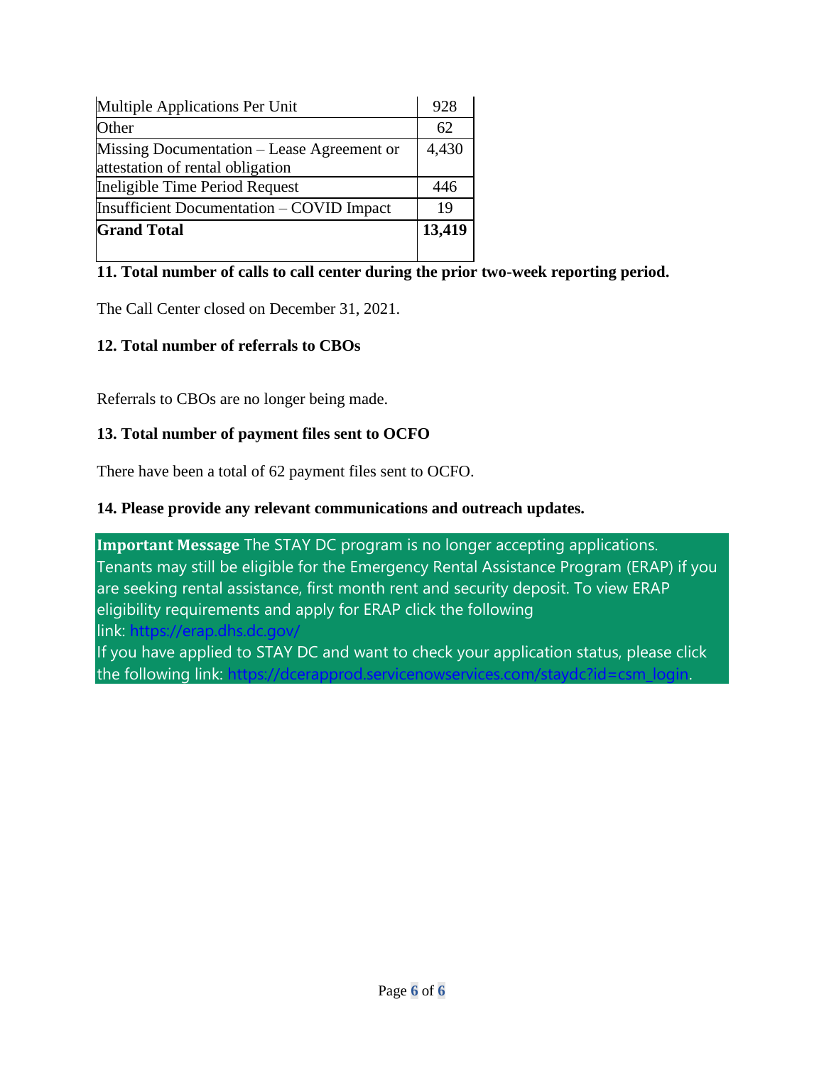| | |
|---|---|
| Multiple Applications Per Unit | 928 |
| Other | 62 |
| Missing Documentation – Lease Agreement or attestation of rental obligation | 4,430 |
| Ineligible Time Period Request | 446 |
| Insufficient Documentation – COVID Impact | 19 |
| **Grand Total** | **13,419** |

**11. Total number of calls to call center during the prior two-week reporting period.**

The Call Center closed on December 31, 2021.

**12. Total number of referrals to CBOs**

Referrals to CBOs are no longer being made.

**13. Total number of payment files sent to OCFO**

There have been a total of 62 payment files sent to OCFO.

**14. Please provide any relevant communications and outreach updates.**

**Important Message** The STAY DC program is no longer accepting applications. Tenants may still be eligible for the Emergency Rental Assistance Program (ERAP) if you are seeking rental assistance, first month rent and security deposit. To view ERAP eligibility requirements and apply for ERAP click the following link: https://erap.dhs.dc.gov/
If you have applied to STAY DC and want to check your application status, please click the following link: https://dcerapprod.servicenowservices.com/staydc?id=csm_login.